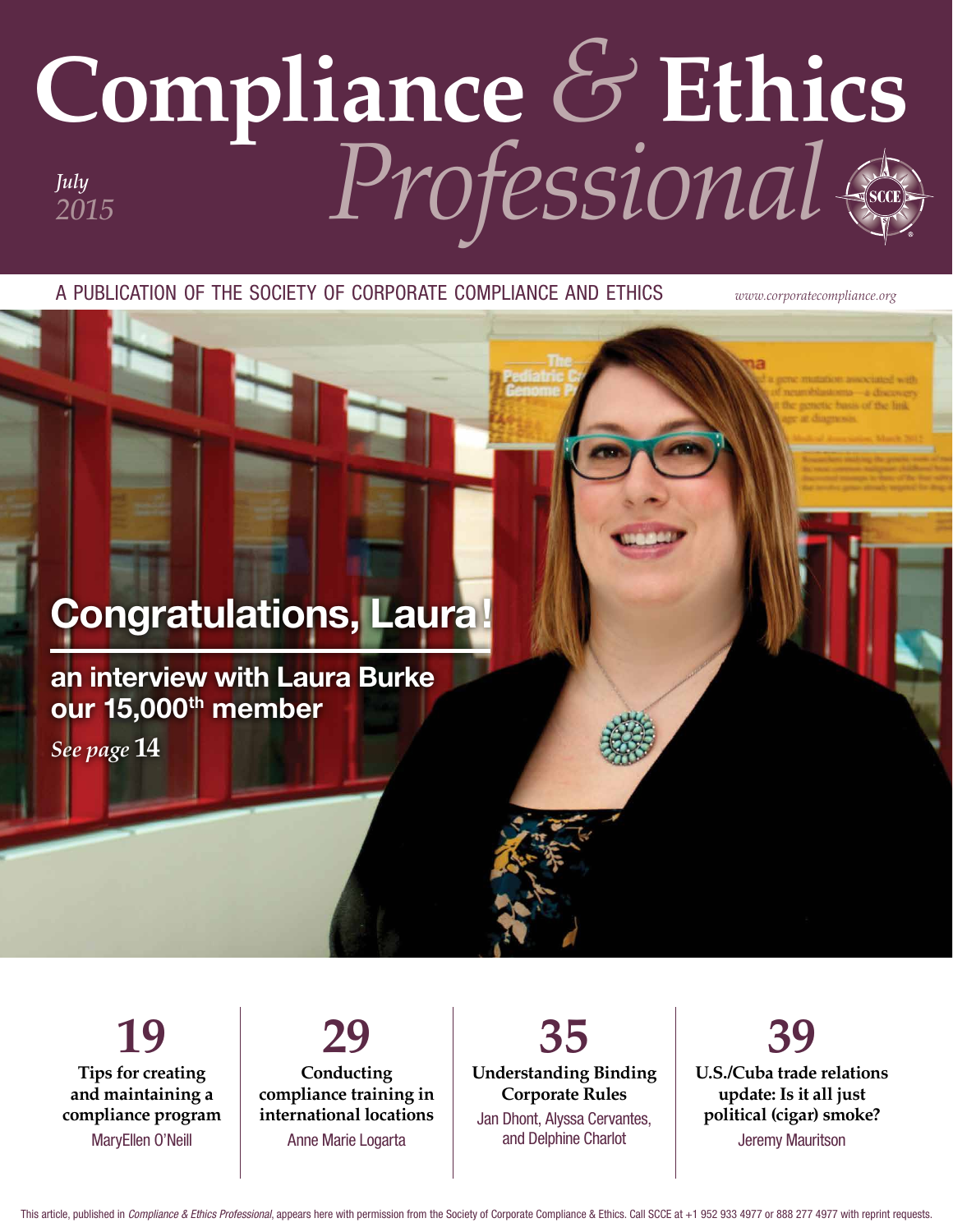# Compliance & Ethics Professional

*July 2015*

A PUBLICATION OF THE SOCIETY OF CORPORATE COMPLIANCE AND ETHICS

*www.corporatecompliance.org*

## Congratulations, Laura!

**an interview with Laura Burke our 15,000th member**

*See page* **14**

**19**
**Tips for creating and maintaining a compliance program**
MaryEllen O'Neill

**29**
**Conducting compliance training in international locations**
Anne Marie Logarta

**35**
**Understanding Binding Corporate Rules**
Jan Dhont, Alyssa Cervantes, and Delphine Charlot

**39**
**U.S./Cuba trade relations update: Is it all just political (cigar) smoke?**
Jeremy Mauritson

This article, published in *Compliance & Ethics Professional*, appears here with permission from the Society of Corporate Compliance & Ethics. Call SCCE at +1 952 933 4977 or 888 277 4977 with reprint requests.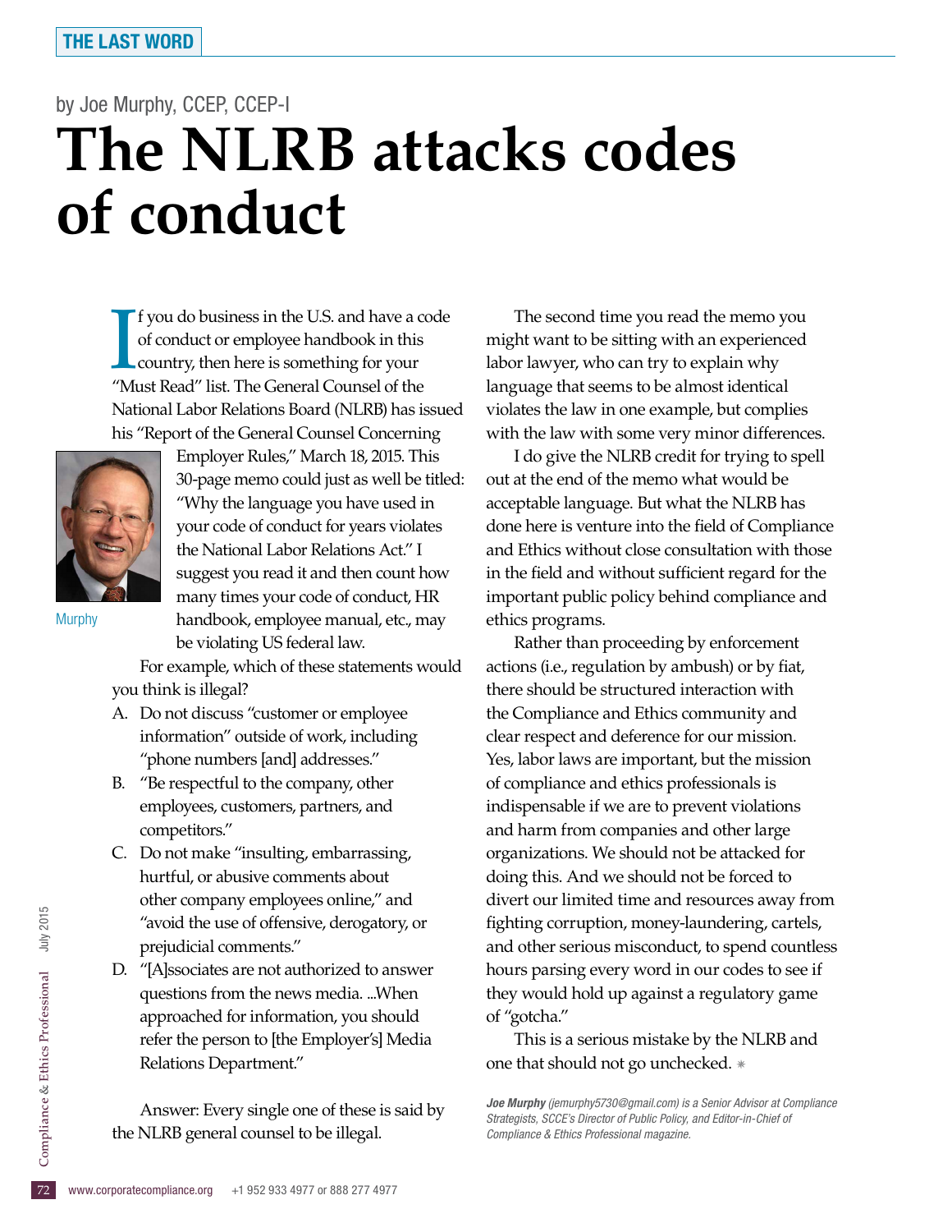THE LAST WORD

by Joe Murphy, CCEP, CCEP-I

# The NLRB attacks codes of conduct

If you do business in the U.S. and have a code of conduct or employee handbook in this country, then here is something for your "Must Read" list. The General Counsel of the National Labor Relations Board (NLRB) has issued his "Report of the General Counsel Concerning Employer Rules," March 18, 2015. This 30-page memo could just as well be titled: "Why the language you have used in your code of conduct for years violates the National Labor Relations Act." I suggest you read it and then count how many times your code of conduct, HR handbook, employee manual, etc., may be violating US federal law.

Murphy

For example, which of these statements would you think is illegal?

A. Do not discuss "customer or employee information" outside of work, including "phone numbers [and] addresses."
B. "Be respectful to the company, other employees, customers, partners, and competitors."
C. Do not make "insulting, embarrassing, hurtful, or abusive comments about other company employees online," and "avoid the use of offensive, derogatory, or prejudicial comments."
D. "[A]ssociates are not authorized to answer questions from the news media. ...When approached for information, you should refer the person to [the Employer's] Media Relations Department."

Answer: Every single one of these is said by the NLRB general counsel to be illegal.

The second time you read the memo you might want to be sitting with an experienced labor lawyer, who can try to explain why language that seems to be almost identical violates the law in one example, but complies with the law with some very minor differences.

I do give the NLRB credit for trying to spell out at the end of the memo what would be acceptable language. But what the NLRB has done here is venture into the field of Compliance and Ethics without close consultation with those in the field and without sufficient regard for the important public policy behind compliance and ethics programs.

Rather than proceeding by enforcement actions (i.e., regulation by ambush) or by fiat, there should be structured interaction with the Compliance and Ethics community and clear respect and deference for our mission. Yes, labor laws are important, but the mission of compliance and ethics professionals is indispensable if we are to prevent violations and harm from companies and other large organizations. We should not be attacked for doing this. And we should not be forced to divert our limited time and resources away from fighting corruption, money-laundering, cartels, and other serious misconduct, to spend countless hours parsing every word in our codes to see if they would hold up against a regulatory game of "gotcha."

This is a serious mistake by the NLRB and one that should not go unchecked. ✳

***Joe Murphy** (jemurphy5730@gmail.com) is a Senior Advisor at Compliance Strategists, SCCE's Director of Public Policy, and Editor-in-Chief of Compliance & Ethics Professional magazine.*